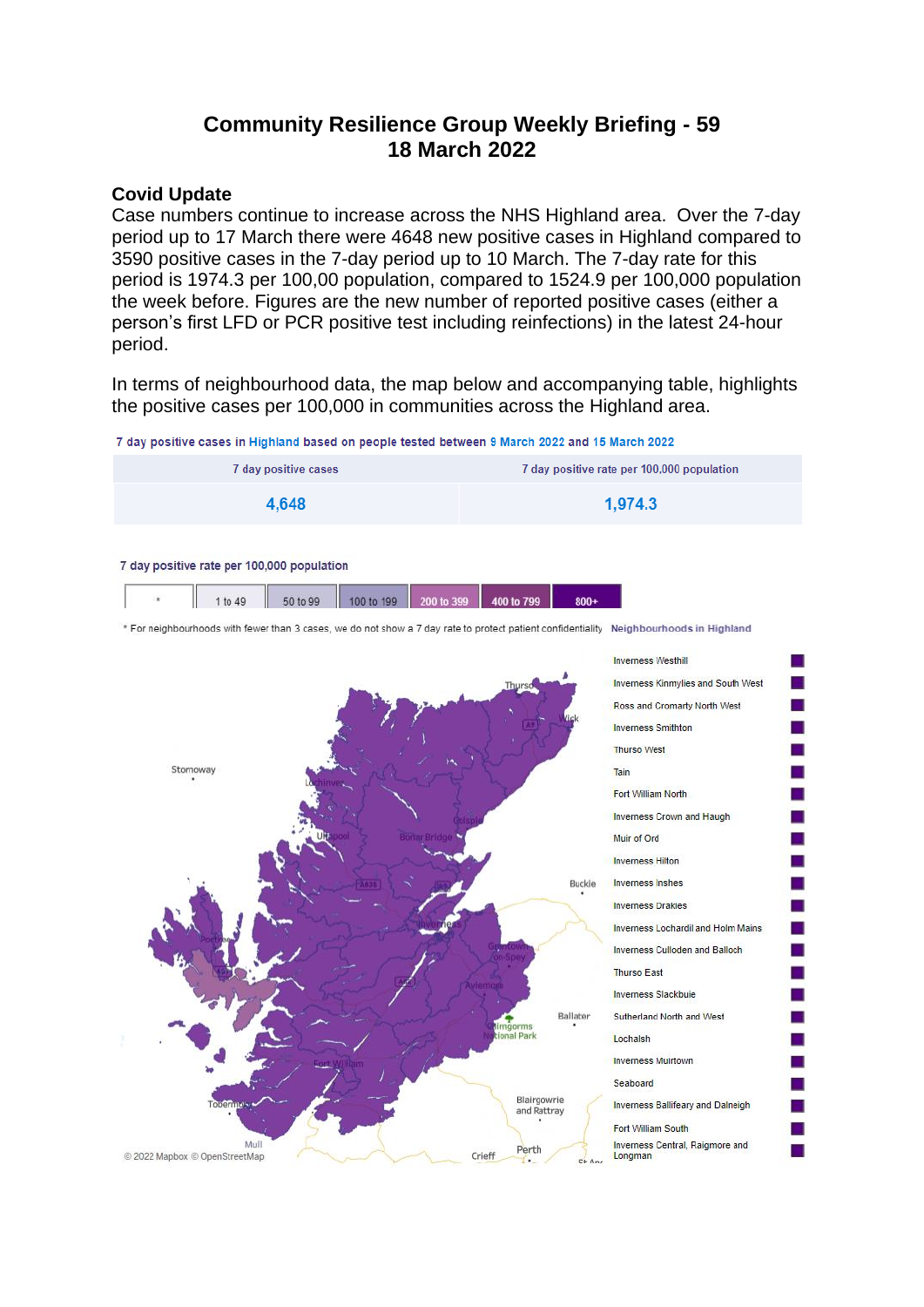# Community Resilience Group Weekly Briefing - 59
# 18 March 2022

## Covid Update

Case numbers continue to increase across the NHS Highland area. Over the 7-day period up to 17 March there were 4648 new positive cases in Highland compared to 3590 positive cases in the 7-day period up to 10 March. The 7-day rate for this period is 1974.3 per 100,00 population, compared to 1524.9 per 100,000 population the week before. Figures are the new number of reported positive cases (either a person's first LFD or PCR positive test including reinfections) in the latest 24-hour period.

In terms of neighbourhood data, the map below and accompanying table, highlights the positive cases per 100,000 in communities across the Highland area.

7 day positive cases in Highland based on people tested between 9 March 2022 and 15 March 2022

| 7 day positive cases | 7 day positive rate per 100,000 population |
|---|---|
| 4,648 | 1,974.3 |

7 day positive rate per 100,000 population

* 1 to 49 | 50 to 99 | 100 to 199 | 200 to 399 | 400 to 799 | 800+

\* For neighbourhoods with fewer than 3 cases, we do not show a 7 day rate to protect patient confidentiality

Thurso
Wick
Stornoway
Lochinver
Golspie
Ullapool
Bonar Bridge
Buckie
Inverness
Grantown-on-Spey
Portree
Aviemore
Ballater
Cairngorms National Park
Fort William
Tobermory
Blairgowrie and Rattray
Mull
Crieff
Perth

© 2022 Mapbox © OpenStreetMap

Neighbourhoods in Highland

Inverness Westhill
Inverness Kinmylies and South West
Ross and Cromarty North West
Inverness Smithton
Thurso West
Tain
Fort William North
Inverness Crown and Haugh
Muir of Ord
Inverness Hilton
Inverness Inshes
Inverness Drakies
Inverness Lochardil and Holm Mains
Inverness Culloden and Balloch
Thurso East
Inverness Slackbuie
Sutherland North and West
Lochalsh
Inverness Muirtown
Seaboard
Inverness Ballifeary and Dalneigh
Fort William South
Inverness Central, Raigmore and Longman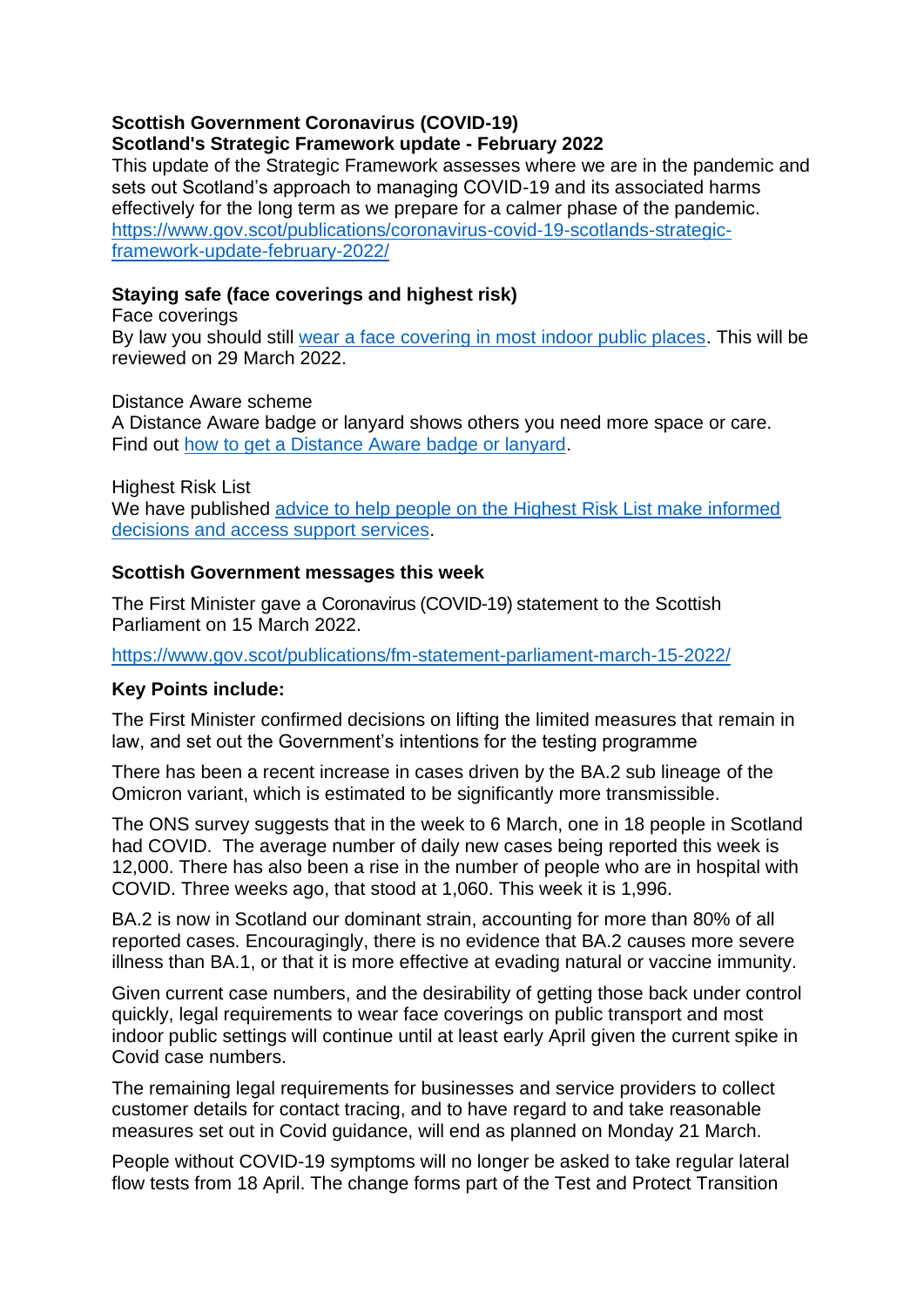**Scottish Government Coronavirus (COVID-19)**
**Scotland's Strategic Framework update - February 2022**

This update of the Strategic Framework assesses where we are in the pandemic and sets out Scotland's approach to managing COVID-19 and its associated harms effectively for the long term as we prepare for a calmer phase of the pandemic.
[https://www.gov.scot/publications/coronavirus-covid-19-scotlands-strategic-framework-update-february-2022/](https://www.gov.scot/publications/coronavirus-covid-19-scotlands-strategic-framework-update-february-2022/)

**Staying safe (face coverings and highest risk)**

Face coverings
By law you should still wear a face covering in most indoor public places. This will be reviewed on 29 March 2022.

Distance Aware scheme
A Distance Aware badge or lanyard shows others you need more space or care. Find out how to get a Distance Aware badge or lanyard.

Highest Risk List
We have published advice to help people on the Highest Risk List make informed decisions and access support services.

**Scottish Government messages this week**

The First Minister gave a Coronavirus (COVID-19) statement to the Scottish Parliament on 15 March 2022.

[https://www.gov.scot/publications/fm-statement-parliament-march-15-2022/](https://www.gov.scot/publications/fm-statement-parliament-march-15-2022/)

**Key Points include:**

The First Minister confirmed decisions on lifting the limited measures that remain in law, and set out the Government's intentions for the testing programme

There has been a recent increase in cases driven by the BA.2 sub lineage of the Omicron variant, which is estimated to be significantly more transmissible.

The ONS survey suggests that in the week to 6 March, one in 18 people in Scotland had COVID. The average number of daily new cases being reported this week is 12,000. There has also been a rise in the number of people who are in hospital with COVID. Three weeks ago, that stood at 1,060. This week it is 1,996.

BA.2 is now in Scotland our dominant strain, accounting for more than 80% of all reported cases. Encouragingly, there is no evidence that BA.2 causes more severe illness than BA.1, or that it is more effective at evading natural or vaccine immunity.

Given current case numbers, and the desirability of getting those back under control quickly, legal requirements to wear face coverings on public transport and most indoor public settings will continue until at least early April given the current spike in Covid case numbers.

The remaining legal requirements for businesses and service providers to collect customer details for contact tracing, and to have regard to and take reasonable measures set out in Covid guidance, will end as planned on Monday 21 March.

People without COVID-19 symptoms will no longer be asked to take regular lateral flow tests from 18 April. The change forms part of the Test and Protect Transition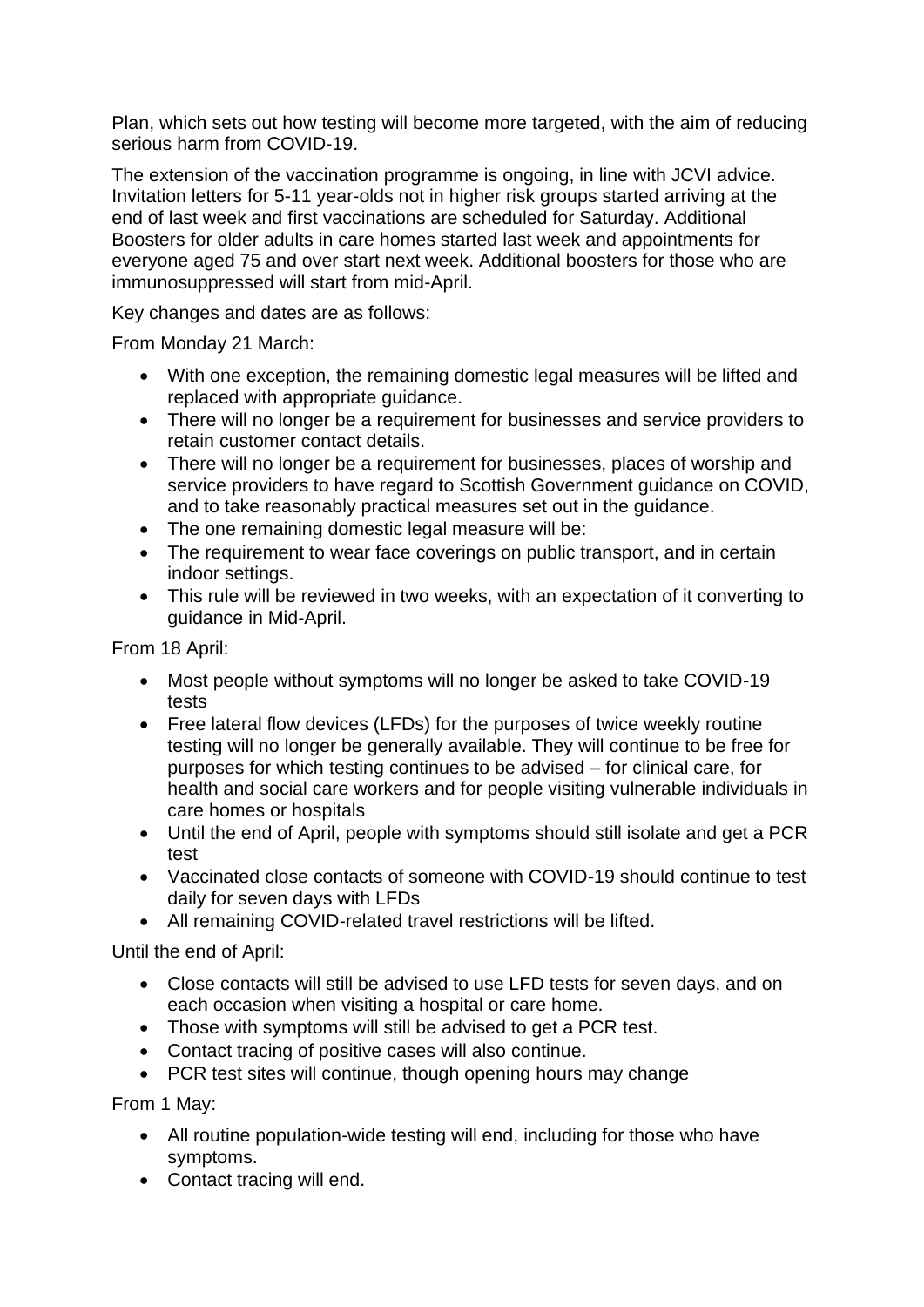Plan, which sets out how testing will become more targeted, with the aim of reducing serious harm from COVID-19.

The extension of the vaccination programme is ongoing, in line with JCVI advice. Invitation letters for 5-11 year-olds not in higher risk groups started arriving at the end of last week and first vaccinations are scheduled for Saturday. Additional Boosters for older adults in care homes started last week and appointments for everyone aged 75 and over start next week. Additional boosters for those who are immunosuppressed will start from mid-April.

Key changes and dates are as follows:

From Monday 21 March:

- With one exception, the remaining domestic legal measures will be lifted and replaced with appropriate guidance.
- There will no longer be a requirement for businesses and service providers to retain customer contact details.
- There will no longer be a requirement for businesses, places of worship and service providers to have regard to Scottish Government guidance on COVID, and to take reasonably practical measures set out in the guidance.
- The one remaining domestic legal measure will be:
- The requirement to wear face coverings on public transport, and in certain indoor settings.
- This rule will be reviewed in two weeks, with an expectation of it converting to guidance in Mid-April.

From 18 April:

- Most people without symptoms will no longer be asked to take COVID-19 tests
- Free lateral flow devices (LFDs) for the purposes of twice weekly routine testing will no longer be generally available. They will continue to be free for purposes for which testing continues to be advised – for clinical care, for health and social care workers and for people visiting vulnerable individuals in care homes or hospitals
- Until the end of April, people with symptoms should still isolate and get a PCR test
- Vaccinated close contacts of someone with COVID-19 should continue to test daily for seven days with LFDs
- All remaining COVID-related travel restrictions will be lifted.

Until the end of April:

- Close contacts will still be advised to use LFD tests for seven days, and on each occasion when visiting a hospital or care home.
- Those with symptoms will still be advised to get a PCR test.
- Contact tracing of positive cases will also continue.
- PCR test sites will continue, though opening hours may change

From 1 May:

- All routine population-wide testing will end, including for those who have symptoms.
- Contact tracing will end.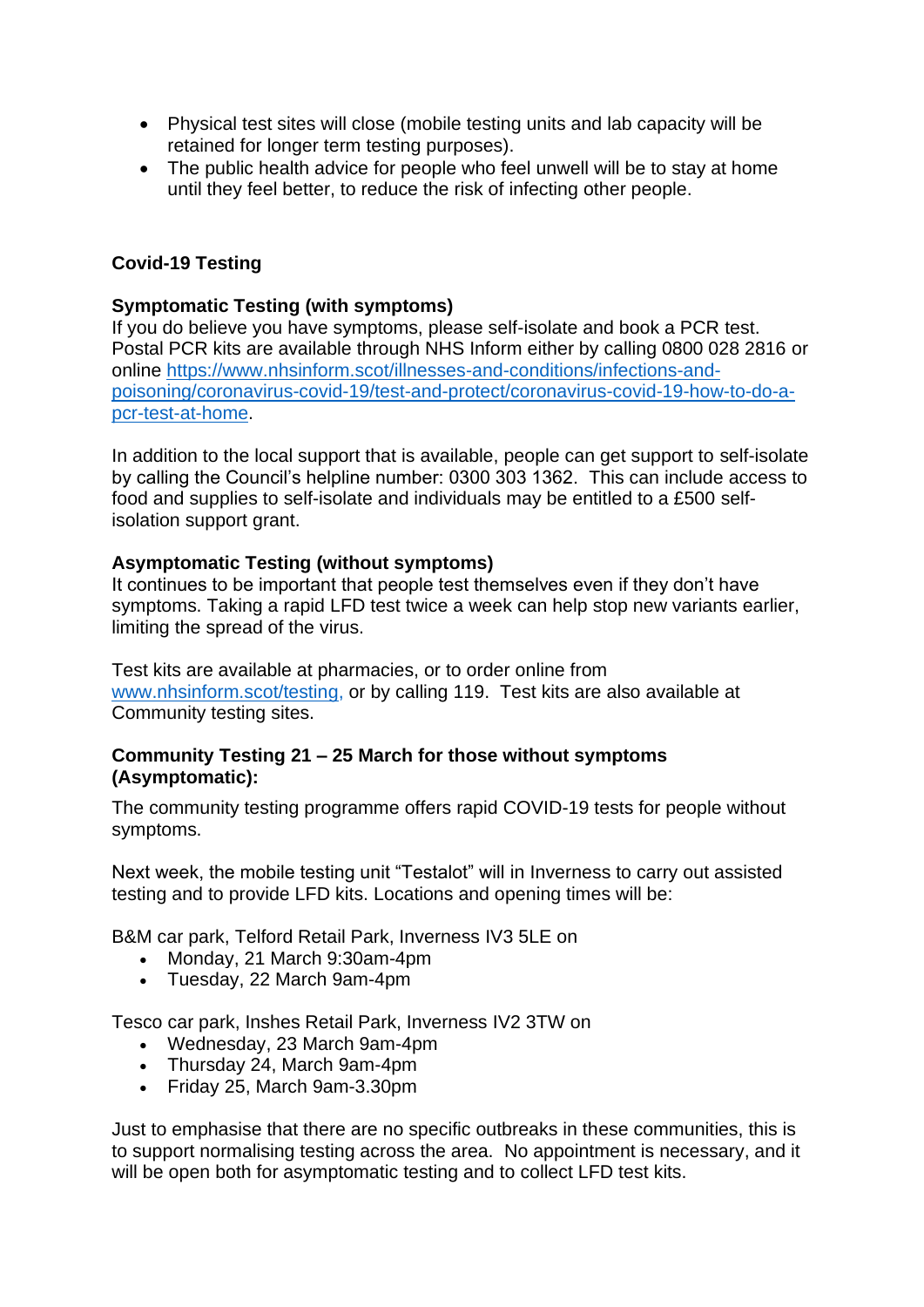- Physical test sites will close (mobile testing units and lab capacity will be retained for longer term testing purposes).
- The public health advice for people who feel unwell will be to stay at home until they feel better, to reduce the risk of infecting other people.

**Covid-19 Testing**

**Symptomatic Testing (with symptoms)**

If you do believe you have symptoms, please self-isolate and book a PCR test. Postal PCR kits are available through NHS Inform either by calling 0800 028 2816 or online [https://www.nhsinform.scot/illnesses-and-conditions/infections-and-poisoning/coronavirus-covid-19/test-and-protect/coronavirus-covid-19-how-to-do-a-pcr-test-at-home](https://www.nhsinform.scot/illnesses-and-conditions/infections-and-poisoning/coronavirus-covid-19/test-and-protect/coronavirus-covid-19-how-to-do-a-pcr-test-at-home).

In addition to the local support that is available, people can get support to self-isolate by calling the Council's helpline number: 0300 303 1362. This can include access to food and supplies to self-isolate and individuals may be entitled to a £500 self-isolation support grant.

**Asymptomatic Testing (without symptoms)**

It continues to be important that people test themselves even if they don't have symptoms. Taking a rapid LFD test twice a week can help stop new variants earlier, limiting the spread of the virus.

Test kits are available at pharmacies, or to order online from [www.nhsinform.scot/testing](www.nhsinform.scot/testing), or by calling 119. Test kits are also available at Community testing sites.

**Community Testing 21 – 25 March for those without symptoms (Asymptomatic):**

The community testing programme offers rapid COVID-19 tests for people without symptoms.

Next week, the mobile testing unit "Testalot" will in Inverness to carry out assisted testing and to provide LFD kits. Locations and opening times will be:

B&M car park, Telford Retail Park, Inverness IV3 5LE on

- Monday, 21 March 9:30am-4pm
- Tuesday, 22 March 9am-4pm

Tesco car park, Inshes Retail Park, Inverness IV2 3TW on

- Wednesday, 23 March 9am-4pm
- Thursday 24, March 9am-4pm
- Friday 25, March 9am-3.30pm

Just to emphasise that there are no specific outbreaks in these communities, this is to support normalising testing across the area. No appointment is necessary, and it will be open both for asymptomatic testing and to collect LFD test kits.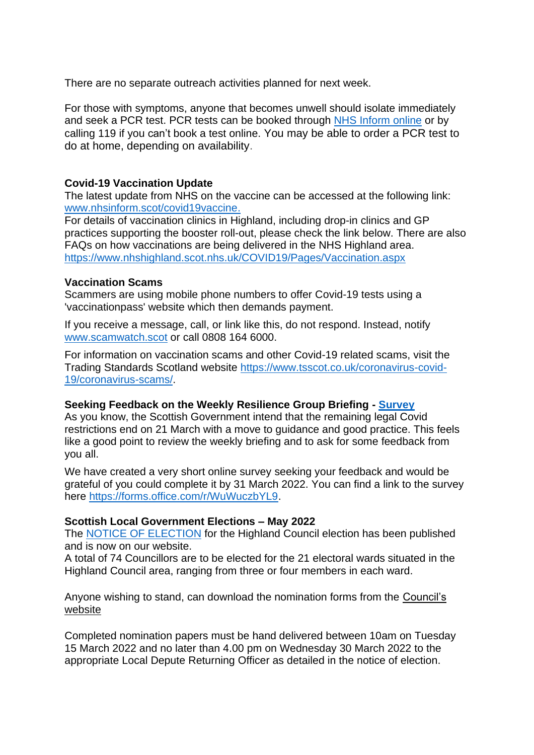There are no separate outreach activities planned for next week.

For those with symptoms, anyone that becomes unwell should isolate immediately and seek a PCR test. PCR tests can be booked through NHS Inform online or by calling 119 if you can't book a test online. You may be able to order a PCR test to do at home, depending on availability.

**Covid-19 Vaccination Update**
The latest update from NHS on the vaccine can be accessed at the following link: www.nhsinform.scot/covid19vaccine.
For details of vaccination clinics in Highland, including drop-in clinics and GP practices supporting the booster roll-out, please check the link below. There are also FAQs on how vaccinations are being delivered in the NHS Highland area. https://www.nhshighland.scot.nhs.uk/COVID19/Pages/Vaccination.aspx

**Vaccination Scams**
Scammers are using mobile phone numbers to offer Covid-19 tests using a 'vaccinationpass' website which then demands payment.

If you receive a message, call, or link like this, do not respond. Instead, notify www.scamwatch.scot or call 0808 164 6000.

For information on vaccination scams and other Covid-19 related scams, visit the Trading Standards Scotland website https://www.tsscot.co.uk/coronavirus-covid-19/coronavirus-scams/.

**Seeking Feedback on the Weekly Resilience Group Briefing - Survey**
As you know, the Scottish Government intend that the remaining legal Covid restrictions end on 21 March with a move to guidance and good practice. This feels like a good point to review the weekly briefing and to ask for some feedback from you all.

We have created a very short online survey seeking your feedback and would be grateful of you could complete it by 31 March 2022. You can find a link to the survey here https://forms.office.com/r/WuWuczbYL9.

**Scottish Local Government Elections – May 2022**
The NOTICE OF ELECTION for the Highland Council election has been published and is now on our website.
A total of 74 Councillors are to be elected for the 21 electoral wards situated in the Highland Council area, ranging from three or four members in each ward.

Anyone wishing to stand, can download the nomination forms from the Council's website

Completed nomination papers must be hand delivered between 10am on Tuesday 15 March 2022 and no later than 4.00 pm on Wednesday 30 March 2022 to the appropriate Local Depute Returning Officer as detailed in the notice of election.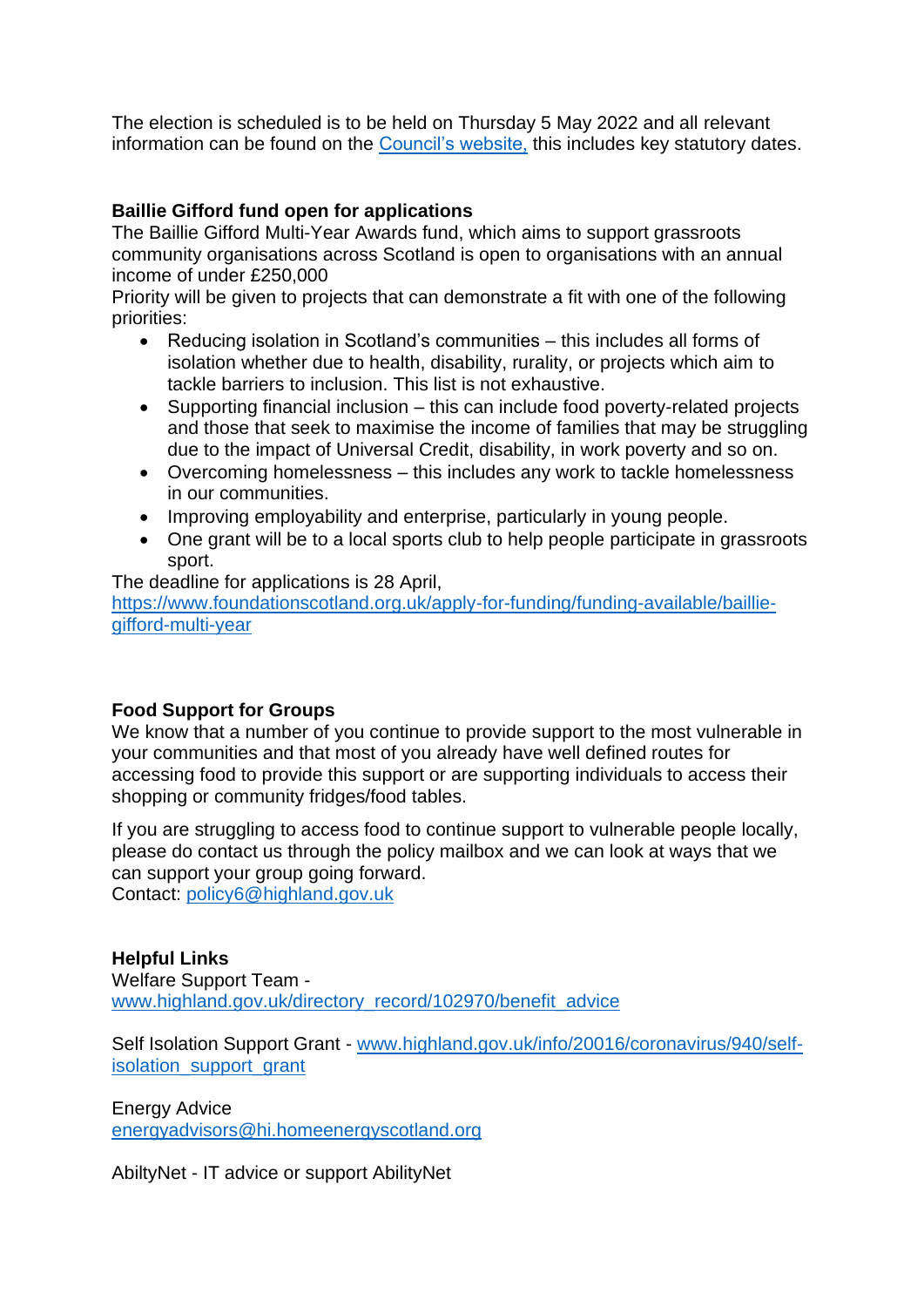The election is scheduled is to be held on Thursday 5 May 2022 and all relevant information can be found on the [Council's website,](#) this includes key statutory dates.

**Baillie Gifford fund open for applications**

The Baillie Gifford Multi-Year Awards fund, which aims to support grassroots community organisations across Scotland is open to organisations with an annual income of under £250,000

Priority will be given to projects that can demonstrate a fit with one of the following priorities:

- Reducing isolation in Scotland's communities – this includes all forms of isolation whether due to health, disability, rurality, or projects which aim to tackle barriers to inclusion. This list is not exhaustive.
- Supporting financial inclusion – this can include food poverty-related projects and those that seek to maximise the income of families that may be struggling due to the impact of Universal Credit, disability, in work poverty and so on.
- Overcoming homelessness – this includes any work to tackle homelessness in our communities.
- Improving employability and enterprise, particularly in young people.
- One grant will be to a local sports club to help people participate in grassroots sport.

The deadline for applications is 28 April,
https://www.foundationscotland.org.uk/apply-for-funding/funding-available/baillie-gifford-multi-year

**Food Support for Groups**

We know that a number of you continue to provide support to the most vulnerable in your communities and that most of you already have well defined routes for accessing food to provide this support or are supporting individuals to access their shopping or community fridges/food tables.

If you are struggling to access food to continue support to vulnerable people locally, please do contact us through the policy mailbox and we can look at ways that we can support your group going forward.
Contact: policy6@highland.gov.uk

**Helpful Links**

Welfare Support Team -
www.highland.gov.uk/directory_record/102970/benefit_advice

Self Isolation Support Grant - www.highland.gov.uk/info/20016/coronavirus/940/self-isolation_support_grant

Energy Advice
energyadvisors@hi.homeenergyscotland.org

AbiltyNet - IT advice or support AbilityNet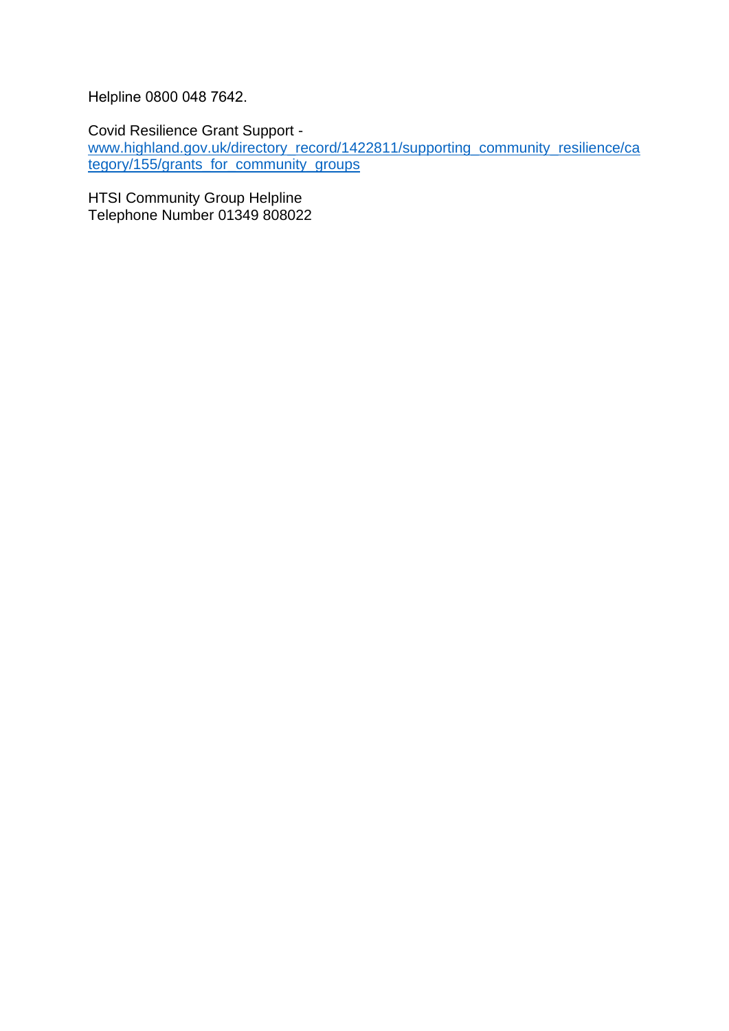Helpline 0800 048 7642.

Covid Resilience Grant Support - [www.highland.gov.uk/directory_record/1422811/supporting_community_resilience/category/155/grants_for_community_groups](www.highland.gov.uk/directory_record/1422811/supporting_community_resilience/category/155/grants_for_community_groups)

HTSI Community Group Helpline
Telephone Number 01349 808022